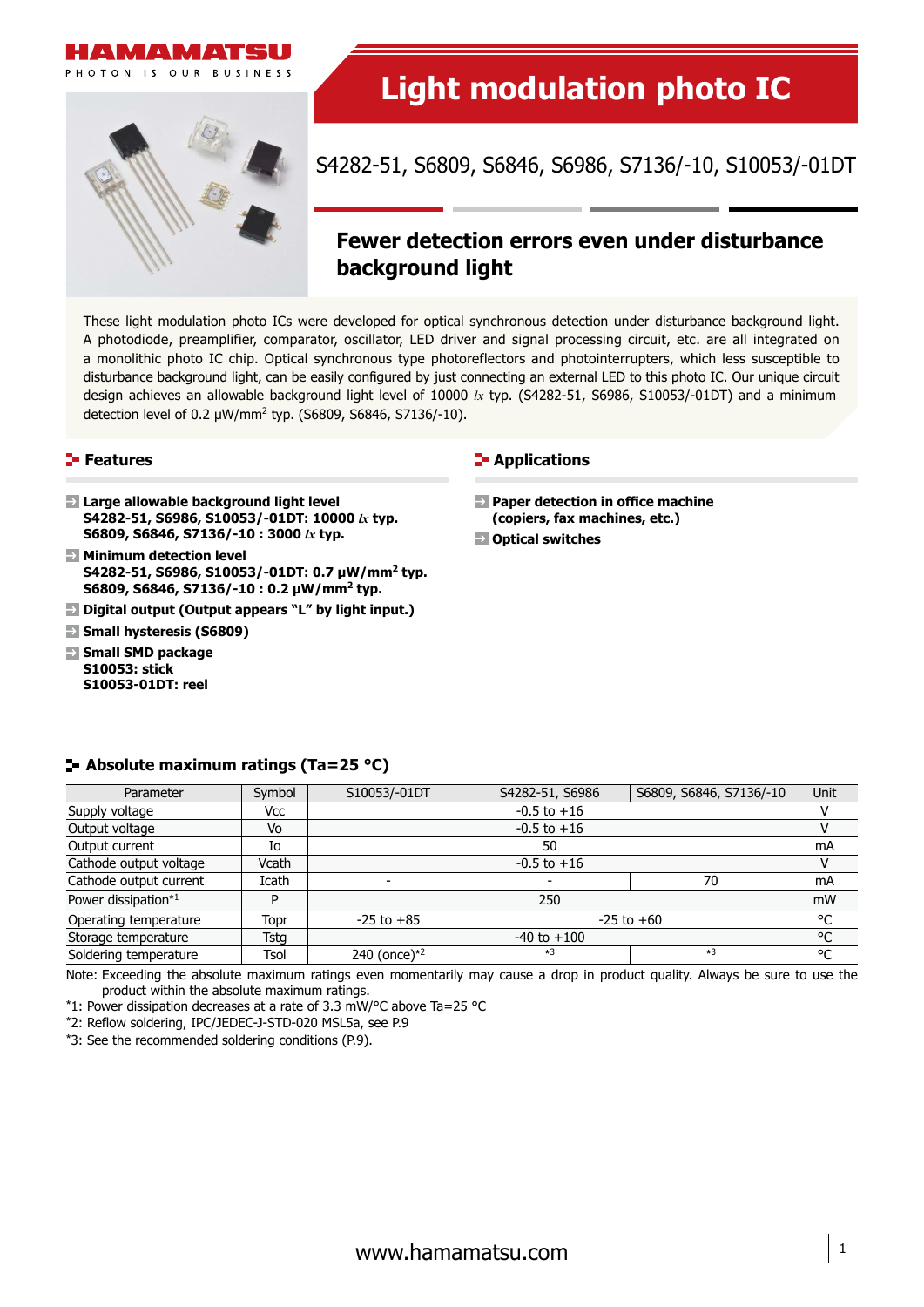# Light modulation photo IC

S4282-51, S6809, S6846, S6986, S7136/-10, S10053/-01DT

## Fewer detection errors even under disturbance background light

These light modulation photo ICs were developed for optical synchronous detection under disturbance background light. A photodiode, preamplifier, comparator, oscillator, LED driver and signal processing circuit, etc. are all integrated on a monolithic photo IC chip. Optical synchronous type photoreflectors and photointerrupters, which less susceptible to disturbance background light, can be easily configured by just connecting an external LED to this photo IC. Our unique circuit design achieves an allowable background light level of 10000 *lx* typ. (S4282-51, S6986, S10053/-01DT) and a minimum detection level of 0.2 µW/mm² typ. (S6809, S6846, S7136/-10).

## Features

- **Large allowable background light level**
  **S4282-51, S6986, S10053/-01DT: 10000 *lx* typ.**
  **S6809, S6846, S7136/-10 : 3000 *lx* typ.**
- **Minimum detection level**
  **S4282-51, S6986, S10053/-01DT: 0.7 µW/mm² typ.**
  **S6809, S6846, S7136/-10 : 0.2 µW/mm² typ.**
- **Digital output (Output appears "L" by light input.)**
- **Small hysteresis (S6809)**
- **Small SMD package**
  **S10053: stick**
  **S10053-01DT: reel**

## Applications

- **Paper detection in office machine (copiers, fax machines, etc.)**
- **Optical switches**

## Absolute maximum ratings (Ta=25 °C)

| Parameter | Symbol | S10053/-01DT | S4282-51, S6986 | S6809, S6846, S7136/-10 | Unit |
|---|---|---|---|---|---|
| Supply voltage | Vcc | -0.5 to +16 | | | V |
| Output voltage | Vo | -0.5 to +16 | | | V |
| Output current | Io | 50 | | | mA |
| Cathode output voltage | Vcath | -0.5 to +16 | | | V |
| Cathode output current | Icath | - | - | 70 | mA |
| Power dissipation*1 | P | 250 | | | mW |
| Operating temperature | Topr | -25 to +85 | -25 to +60 | | °C |
| Storage temperature | Tstg | -40 to +100 | | | °C |
| Soldering temperature | Tsol | 240 (once)*2 | *3 | *3 | °C |

Note: Exceeding the absolute maximum ratings even momentarily may cause a drop in product quality. Always be sure to use the product within the absolute maximum ratings.

*1: Power dissipation decreases at a rate of 3.3 mW/°C above Ta=25 °C

*2: Reflow soldering, IPC/JEDEC-J-STD-020 MSL5a, see P.9

*3: See the recommended soldering conditions (P.9).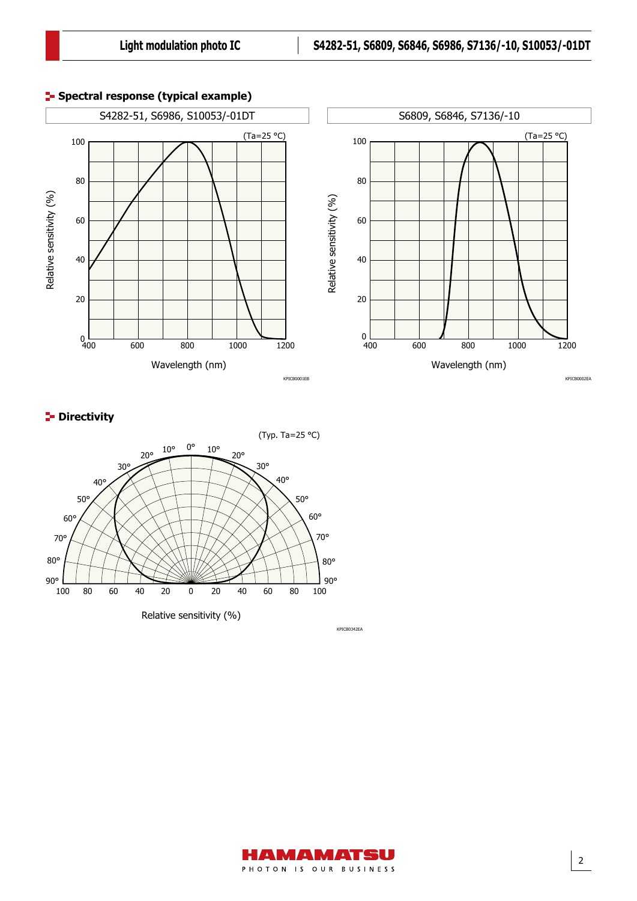## Spectral response (typical example)

S4282-51, S6986, S10053/-01DT

(Ta=25 °C)

Relative sensitivity (%)

Wavelength (nm)

KPICB0001EB

S6809, S6846, S7136/-10

(Ta=25 °C)

Relative sensitivity (%)

Wavelength (nm)

KPICB0002EA

## Directivity

(Typ. Ta=25 °C)

Relative sensitivity (%)

KPICB0342EA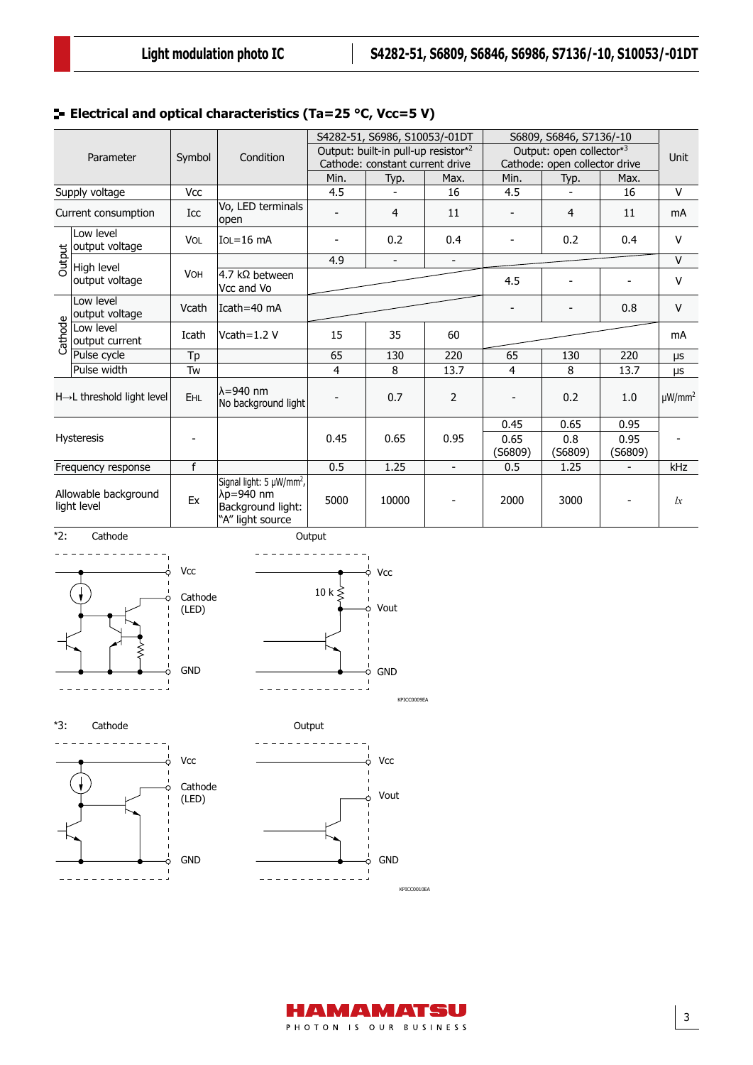## Electrical and optical characteristics (Ta=25 °C, Vcc=5 V)

| Parameter | | Symbol | Condition | S4282-51, S6986, S10053/-01DT Output: built-in pull-up resistor*2 Cathode: constant current drive | | | S6809, S6846, S7136/-10 Output: open collector*3 Cathode: open collector drive | | | Unit |
|---|---|---|---|---|---|---|---|---|---|---|
| | | | | Min. | Typ. | Max. | Min. | Typ. | Max. | |
| Supply voltage | | Vcc | | 4.5 | - | 16 | 4.5 | - | 16 | V |
| Current consumption | | Icc | Vo, LED terminals open | - | 4 | 11 | - | 4 | 11 | mA |
| Output | Low level output voltage | VOL | IOL=16 mA | - | 0.2 | 0.4 | - | 0.2 | 0.4 | V |
| Output | High level output voltage | VOH | | 4.9 | - | - | | | | V |
| Output | High level output voltage | VOH | 4.7 kΩ between Vcc and Vo | | | | 4.5 | - | - | V |
| Cathode | Low level output voltage | Vcath | Icath=40 mA | | | | - | - | 0.8 | V |
| Cathode | Low level output current | Icath | Vcath=1.2 V | 15 | 35 | 60 | | | | mA |
| Cathode | Pulse cycle | Tp | | 65 | 130 | 220 | 65 | 130 | 220 | μs |
| Cathode | Pulse width | Tw | | 4 | 8 | 13.7 | 4 | 8 | 13.7 | μs |
| H→L threshold light level | | EHL | λ=940 nm No background light | - | 0.7 | 2 | - | 0.2 | 1.0 | μW/mm² |
| Hysteresis | | - | | 0.45 | 0.65 | 0.95 | 0.45 0.65 (S6809) | 0.65 0.8 (S6809) | 0.95 0.95 (S6809) | - |
| Frequency response | | f | | 0.5 | 1.25 | - | 0.5 | 1.25 | - | kHz |
| Allowable background light level | | Ex | Signal light: 5 μW/mm², λp=940 nm Background light: "A" light source | 5000 | 10000 | - | 2000 | 3000 | - | lx |

*2: Cathode — Vcc, Cathode (LED), GND; Output — Vcc, 10 k, Vout, GND

KPICC0009EA

*3: Cathode — Vcc, Cathode (LED), GND; Output — Vcc, Vout, GND

KPICC0010EA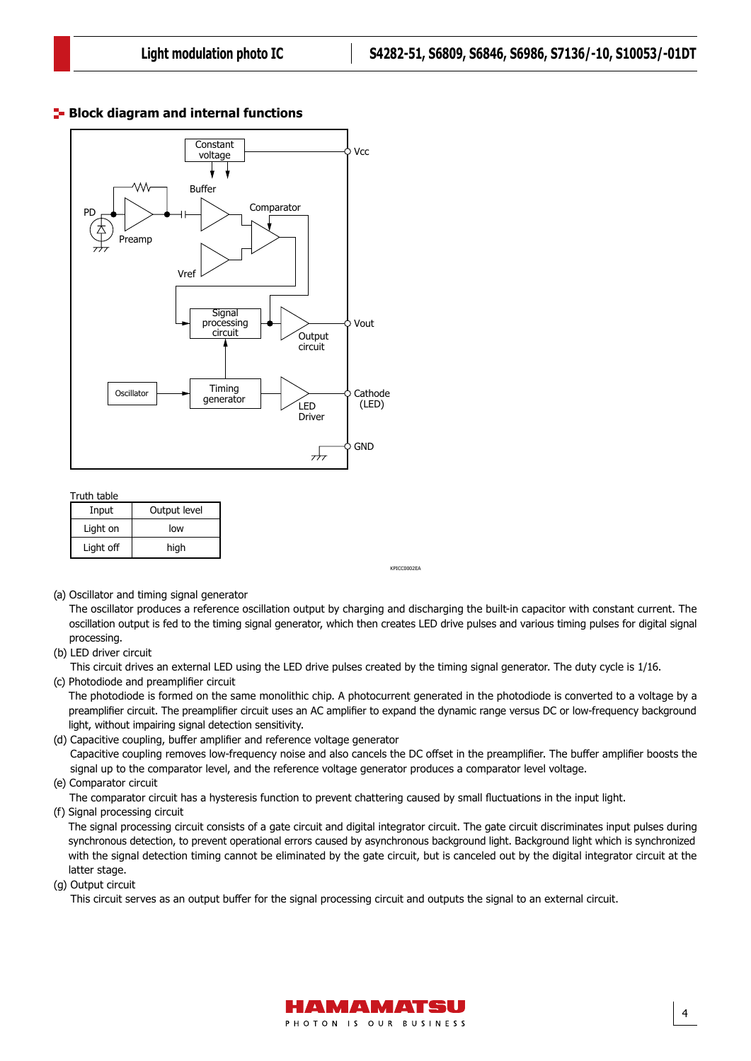## Block diagram and internal functions

Truth table

| Input | Output level |
| --- | --- |
| Light on | low |
| Light off | high |

KPICC0002EA

(a) Oscillator and timing signal generator

The oscillator produces a reference oscillation output by charging and discharging the built-in capacitor with constant current. The oscillation output is fed to the timing signal generator, which then creates LED drive pulses and various timing pulses for digital signal processing.

(b) LED driver circuit

This circuit drives an external LED using the LED drive pulses created by the timing signal generator. The duty cycle is 1/16.

(c) Photodiode and preamplifier circuit

The photodiode is formed on the same monolithic chip. A photocurrent generated in the photodiode is converted to a voltage by a preamplifier circuit. The preamplifier circuit uses an AC amplifier to expand the dynamic range versus DC or low-frequency background light, without impairing signal detection sensitivity.

(d) Capacitive coupling, buffer amplifier and reference voltage generator

Capacitive coupling removes low-frequency noise and also cancels the DC offset in the preamplifier. The buffer amplifier boosts the signal up to the comparator level, and the reference voltage generator produces a comparator level voltage.

(e) Comparator circuit

The comparator circuit has a hysteresis function to prevent chattering caused by small fluctuations in the input light.

(f) Signal processing circuit

The signal processing circuit consists of a gate circuit and digital integrator circuit. The gate circuit discriminates input pulses during synchronous detection, to prevent operational errors caused by asynchronous background light. Background light which is synchronized with the signal detection timing cannot be eliminated by the gate circuit, but is canceled out by the digital integrator circuit at the latter stage.

(g) Output circuit

This circuit serves as an output buffer for the signal processing circuit and outputs the signal to an external circuit.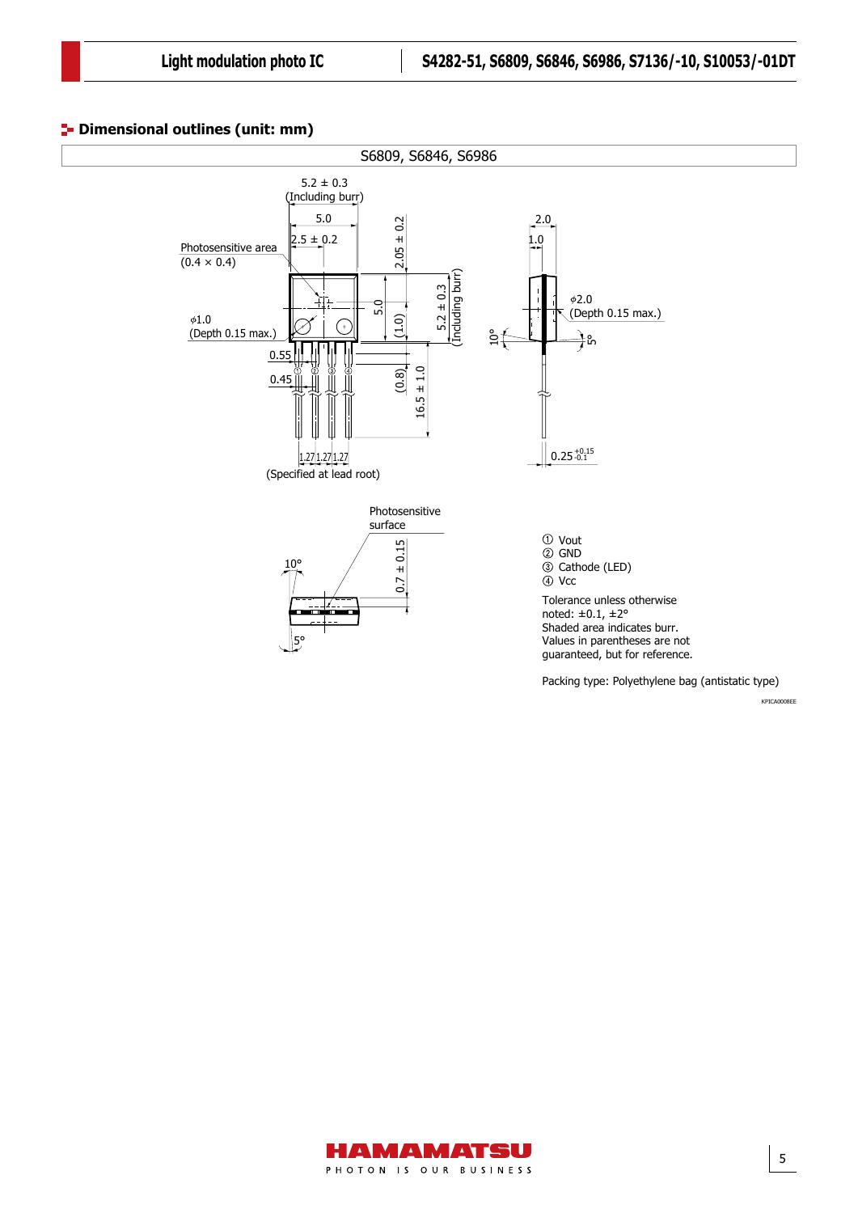## Dimensional outlines (unit: mm)

S6809, S6846, S6986

① Vout
② GND
③ Cathode (LED)
④ Vcc

Tolerance unless otherwise noted: ±0.1, ±2°
Shaded area indicates burr.
Values in parentheses are not guaranteed, but for reference.

Packing type: Polyethylene bag (antistatic type)

KPICA0008EE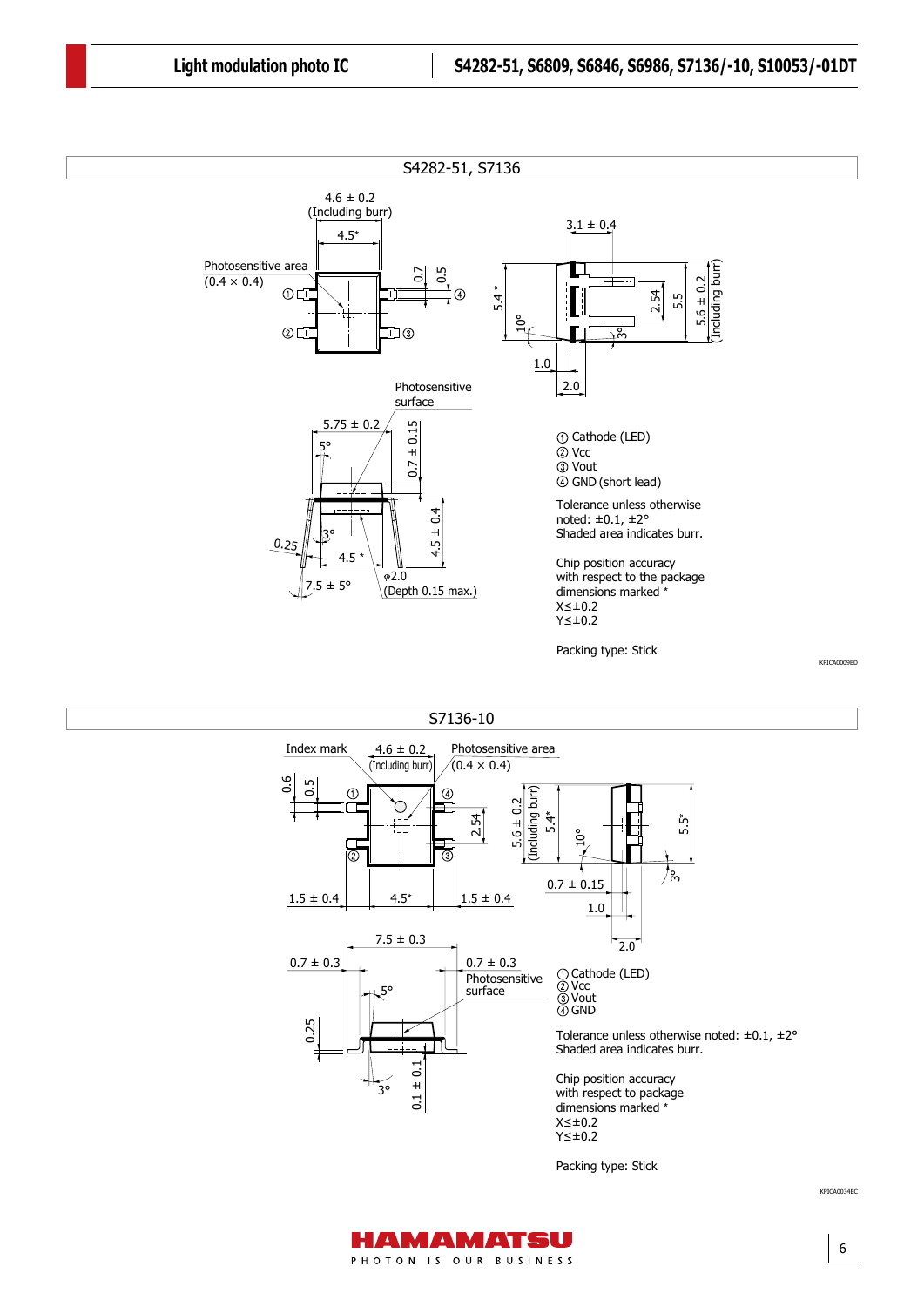## S4282-51, S7136

4.6 ± 0.2
(Including burr)

4.5*

Photosensitive area
(0.4 × 0.4)

0.7

0.5

3.1 ± 0.4

5.4 *

10°

2.54

5.5

5.6 ± 0.2
(Including burr)

3°

1.0

2.0

Photosensitive surface

5.75 ± 0.2

5°

0.7 ± 0.15

3°

4.5 ± 0.4

0.25

4.5 *

7.5 ± 5°

ϕ2.0
(Depth 0.15 max.)

① Cathode (LED)
② Vcc
③ Vout
④ GND (short lead)

Tolerance unless otherwise noted: ±0.1, ±2°
Shaded area indicates burr.

Chip position accuracy with respect to the package dimensions marked *
X≤±0.2
Y≤±0.2

Packing type: Stick

KPICA0009ED

## S7136-10

Index mark

4.6 ± 0.2
(Including burr)

Photosensitive area
(0.4 × 0.4)

0.6

0.5

2.54

5.6 ± 0.2
(Including burr)

5.4*

10°

5.5*

3°

1.5 ± 0.4

4.5*

1.5 ± 0.4

0.7 ± 0.15

1.0

2.0

7.5 ± 0.3

0.7 ± 0.3

0.7 ± 0.3

Photosensitive surface

5°

0.25

3°

0.1 ± 0.1

① Cathode (LED)
② Vcc
③ Vout
④ GND

Tolerance unless otherwise noted: ±0.1, ±2°
Shaded area indicates burr.

Chip position accuracy with respect to package dimensions marked *
X≤±0.2
Y≤±0.2

Packing type: Stick

KPICA0034EC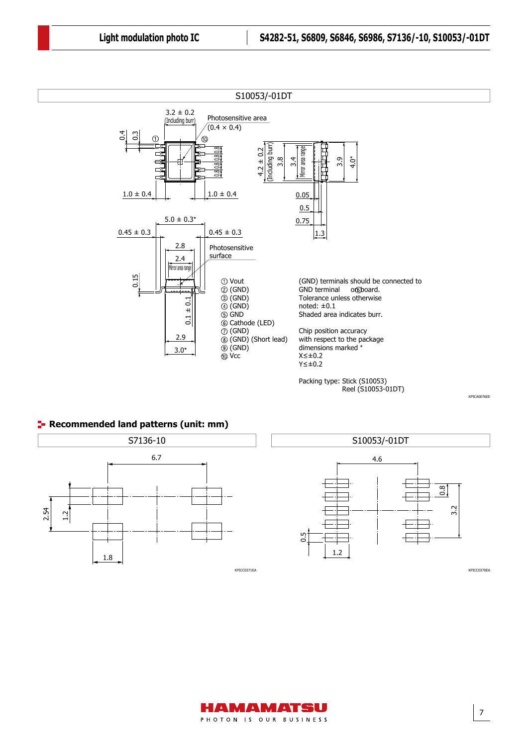## S10053/-01DT

① Vout
② (GND)
③ (GND)
④ (GND)
⑤ GND
⑥ Cathode (LED)
⑦ (GND)
⑧ (GND) (Short lead)
⑨ (GND)
⑩ Vcc

(GND) terminals should be connected to GND terminal ⑤ on board.

Tolerance unless otherwise noted: ±0.1

Shaded area indicates burr.

Chip position accuracy with respect to the package dimensions marked *

X≤±0.2

Y≤±0.2

Packing type: Stick (S10053)
Reel (S10053-01DT)

KPICA0076EE

## Recommended land patterns (unit: mm)

### S7136-10

KPICC0371EA

### S10053/-01DT

KPICC0370EA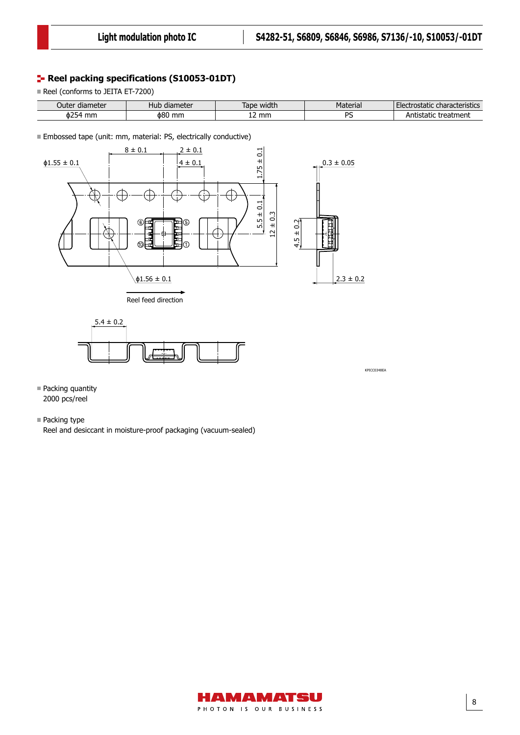## Reel packing specifications (S10053-01DT)

- Reel (conforms to JEITA ET-7200)

| Outer diameter | Hub diameter | Tape width | Material | Electrostatic characteristics |
|---|---|---|---|---|
| ϕ254 mm | ϕ80 mm | 12 mm | PS | Antistatic treatment |

- Embossed tape (unit: mm, material: PS, electrically conductive)

8 ± 0.1, 2 ± 0.1, 4 ± 0.1, ϕ1.55 ± 0.1, 1.75 ± 0.1, 5.5 ± 0.1, 12 ± 0.3, ϕ1.56 ± 0.1, 0.3 ± 0.05, 4.5 ± 0.2, 2.3 ± 0.2, 5.4 ± 0.2

Reel feed direction

KPICC0348EA

- Packing quantity
  2000 pcs/reel

- Packing type
  Reel and desiccant in moisture-proof packaging (vacuum-sealed)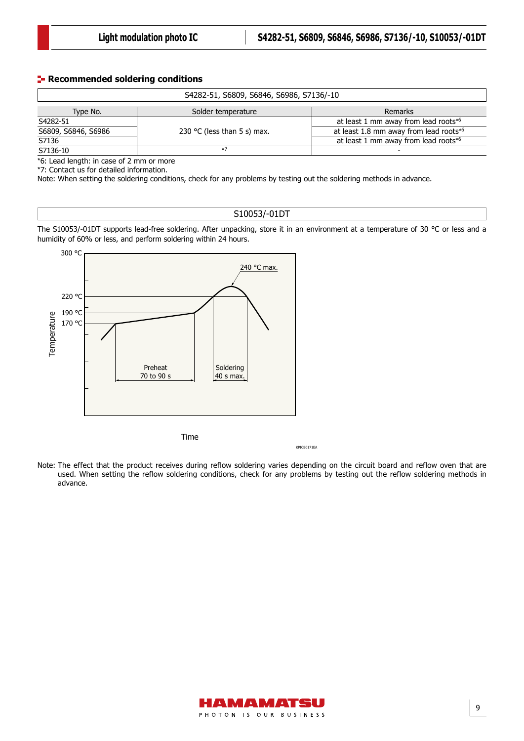## Recommended soldering conditions

| S4282-51, S6809, S6846, S6986, S7136/-10 | | |
|---|---|---|
| Type No. | Solder temperature | Remarks |
| S4282-51 | 230 °C (less than 5 s) max. | at least 1 mm away from lead roots*6 |
| S6809, S6846, S6986 | | at least 1.8 mm away from lead roots*6 |
| S7136 | | at least 1 mm away from lead roots*6 |
| S7136-10 | *7 | - |

*6: Lead length: in case of 2 mm or more
*7: Contact us for detailed information.
Note: When setting the soldering conditions, check for any problems by testing out the soldering methods in advance.

### S10053/-01DT

The S10053/-01DT supports lead-free soldering. After unpacking, store it in an environment at a temperature of 30 °C or less and a humidity of 60% or less, and perform soldering within 24 hours.

KPICB0171EA

Note: The effect that the product receives during reflow soldering varies depending on the circuit board and reflow oven that are used. When setting the reflow soldering conditions, check for any problems by testing out the reflow soldering methods in advance.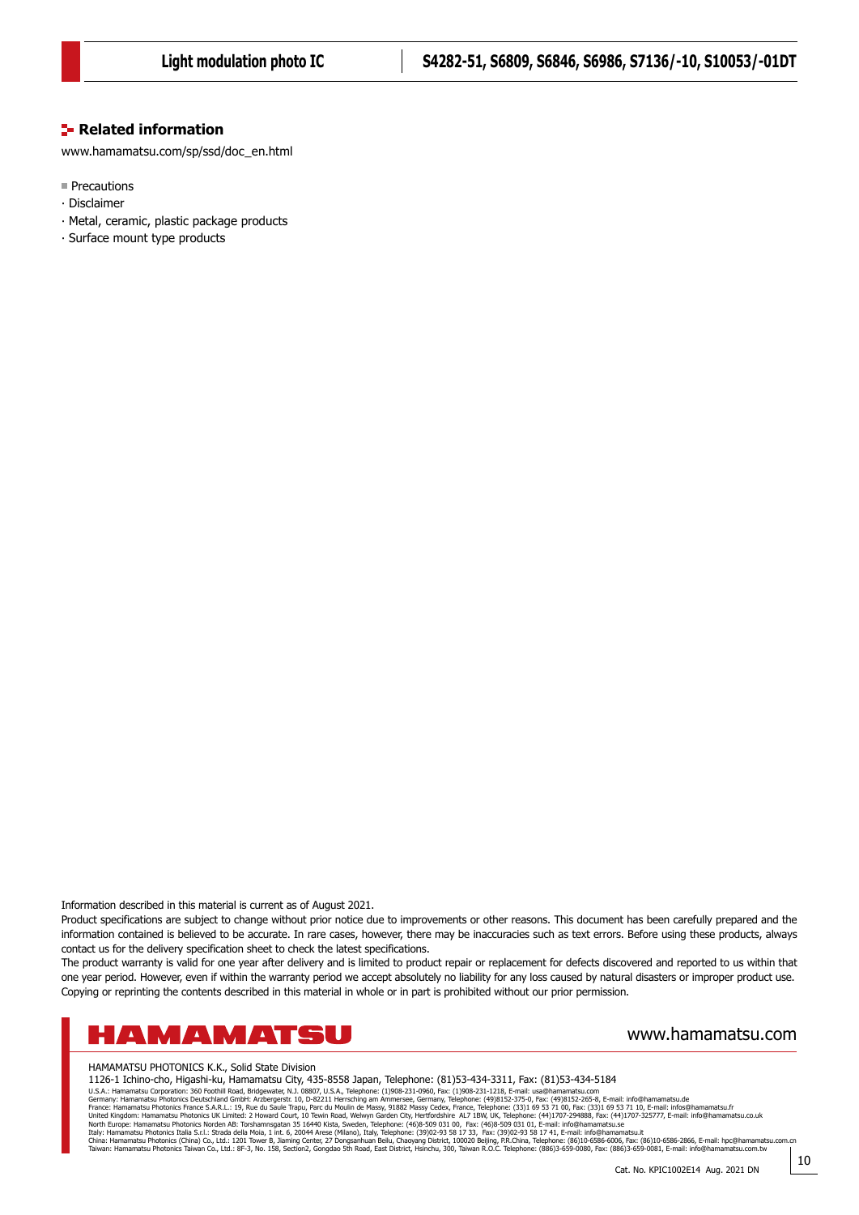## Related information

www.hamamatsu.com/sp/ssd/doc_en.html

- Precautions
- · Disclaimer
- · Metal, ceramic, plastic package products
- · Surface mount type products

Information described in this material is current as of August 2021.

Product specifications are subject to change without prior notice due to improvements or other reasons. This document has been carefully prepared and the information contained is believed to be accurate. In rare cases, however, there may be inaccuracies such as text errors. Before using these products, always contact us for the delivery specification sheet to check the latest specifications.

The product warranty is valid for one year after delivery and is limited to product repair or replacement for defects discovered and reported to us within that one year period. However, even if within the warranty period we accept absolutely no liability for any loss caused by natural disasters or improper product use.

Copying or reprinting the contents described in this material in whole or in part is prohibited without our prior permission.

HAMAMATSU

www.hamamatsu.com

HAMAMATSU PHOTONICS K.K., Solid State Division

1126-1 Ichino-cho, Higashi-ku, Hamamatsu City, 435-8558 Japan, Telephone: (81)53-434-3311, Fax: (81)53-434-5184

U.S.A.: Hamamatsu Corporation: 360 Foothill Road, Bridgewater, N.J. 08807, U.S.A., Telephone: (1)908-231-0960, Fax: (1)908-231-1218, E-mail: usa@hamamatsu.com
Germany: Hamamatsu Photonics Deutschland GmbH: Arzbergerstr. 10, D-82211 Herrsching am Ammersee, Germany, Telephone: (49)8152-375-0, Fax: (49)8152-265-8, E-mail: info@hamamatsu.de
France: Hamamatsu Photonics France S.A.R.L.: 19, Rue du Saule Trapu, Parc du Moulin de Massy, 91882 Massy Cedex, France, Telephone: (33)1 69 53 71 00, Fax: (33)1 69 53 71 10, E-mail: infos@hamamatsu.fr
United Kingdom: Hamamatsu Photonics UK Limited: 2 Howard Court, 10 Tewin Road, Welwyn Garden City, Hertfordshire AL7 1BW, UK, Telephone: (44)1707-294888, Fax: (44)1707-325777, E-mail: info@hamamatsu.co.uk
North Europe: Hamamatsu Photonics Norden AB: Torshamnsgatan 35 16440 Kista, Sweden, Telephone: (46)8-509 031 00, Fax: (46)8-509 031 01, E-mail: info@hamamatsu.se
Italy: Hamamatsu Photonics Italia S.r.l.: Strada della Moia, 1 int. 6, 20044 Arese (Milano), Italy, Telephone: (39)02-93 58 17 33, Fax: (39)02-93 58 17 41, E-mail: info@hamamatsu.it
China: Hamamatsu Photonics (China) Co., Ltd.: 1201 Tower B, Jiaming Center, 27 Dongsanhuan Beilu, Chaoyang District, 100020 Beijing, P.R.China, Telephone: (86)10-6586-6006, Fax: (86)10-6586-2866, E-mail: hpc@hamamatsu.com.cn
Taiwan: Hamamatsu Photonics Taiwan Co., Ltd.: 8F-3, No. 158, Section2, Gongdao 5th Road, East District, Hsinchu, 300, Taiwan R.O.C. Telephone: (886)3-659-0080, Fax: (886)3-659-0081, E-mail: info@hamamatsu.com.tw

Cat. No. KPIC1002E14 Aug. 2021 DN